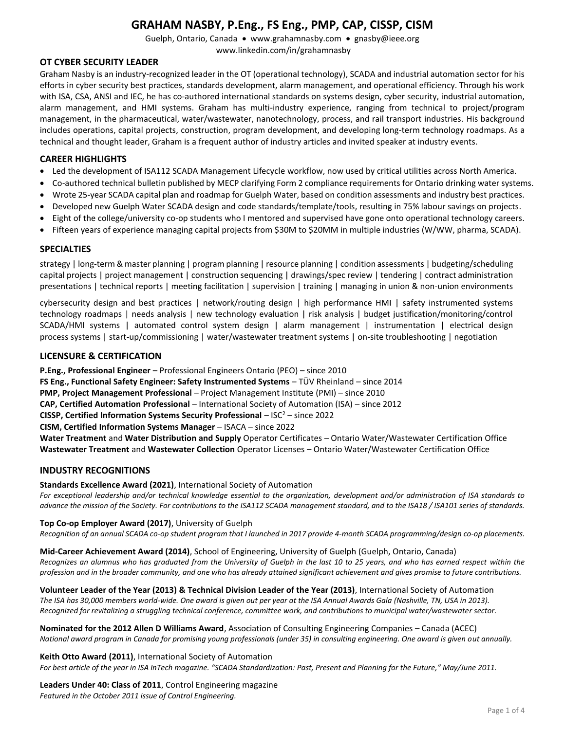# GRAHAM NASBY, P.Eng., FS Eng., PMP, CAP, CISSP, CISM

Guelph, Ontario, Canada • www.grahamnasby.com • gnasby@ieee.org
www.linkedin.com/in/grahamnasby

## OT CYBER SECURITY LEADER

Graham Nasby is an industry-recognized leader in the OT (operational technology), SCADA and industrial automation sector for his efforts in cyber security best practices, standards development, alarm management, and operational efficiency. Through his work with ISA, CSA, ANSI and IEC, he has co-authored international standards on systems design, cyber security, industrial automation, alarm management, and HMI systems. Graham has multi-industry experience, ranging from technical to project/program management, in the pharmaceutical, water/wastewater, nanotechnology, process, and rail transport industries. His background includes operations, capital projects, construction, program development, and developing long-term technology roadmaps. As a technical and thought leader, Graham is a frequent author of industry articles and invited speaker at industry events.

## CAREER HIGHLIGHTS

- Led the development of ISA112 SCADA Management Lifecycle workflow, now used by critical utilities across North America.
- Co-authored technical bulletin published by MECP clarifying Form 2 compliance requirements for Ontario drinking water systems.
- Wrote 25-year SCADA capital plan and roadmap for Guelph Water, based on condition assessments and industry best practices.
- Developed new Guelph Water SCADA design and code standards/template/tools, resulting in 75% labour savings on projects.
- Eight of the college/university co-op students who I mentored and supervised have gone onto operational technology careers.
- Fifteen years of experience managing capital projects from $30M to $20MM in multiple industries (W/WW, pharma, SCADA).

## SPECIALTIES

strategy | long-term & master planning | program planning | resource planning | condition assessments | budgeting/scheduling capital projects | project management | construction sequencing | drawings/spec review | tendering | contract administration presentations | technical reports | meeting facilitation | supervision | training | managing in union & non-union environments

cybersecurity design and best practices | network/routing design | high performance HMI | safety instrumented systems technology roadmaps | needs analysis | new technology evaluation | risk analysis | budget justification/monitoring/control SCADA/HMI systems | automated control system design | alarm management | instrumentation | electrical design process systems | start-up/commissioning | water/wastewater treatment systems | on-site troubleshooting | negotiation

## LICENSURE & CERTIFICATION

**P.Eng., Professional Engineer** – Professional Engineers Ontario (PEO) – since 2010
**FS Eng., Functional Safety Engineer: Safety Instrumented Systems** – TÜV Rheinland – since 2014
**PMP, Project Management Professional** – Project Management Institute (PMI) – since 2010
**CAP, Certified Automation Professional** – International Society of Automation (ISA) – since 2012
**CISSP, Certified Information Systems Security Professional** – ISC² – since 2022
**CISM, Certified Information Systems Manager** – ISACA – since 2022
**Water Treatment** and **Water Distribution and Supply** Operator Certificates – Ontario Water/Wastewater Certification Office
**Wastewater Treatment** and **Wastewater Collection** Operator Licenses – Ontario Water/Wastewater Certification Office

## INDUSTRY RECOGNITIONS

**Standards Excellence Award (2021)**, International Society of Automation
*For exceptional leadership and/or technical knowledge essential to the organization, development and/or administration of ISA standards to advance the mission of the Society. For contributions to the ISA112 SCADA management standard, and to the ISA18 / ISA101 series of standards.*

**Top Co-op Employer Award (2017)**, University of Guelph
*Recognition of an annual SCADA co-op student program that I launched in 2017 provide 4-month SCADA programming/design co-op placements.*

**Mid-Career Achievement Award (2014)**, School of Engineering, University of Guelph (Guelph, Ontario, Canada)
*Recognizes an alumnus who has graduated from the University of Guelph in the last 10 to 25 years, and who has earned respect within the profession and in the broader community, and one who has already attained significant achievement and gives promise to future contributions.*

**Volunteer Leader of the Year (2013) & Technical Division Leader of the Year (2013)**, International Society of Automation
*The ISA has 30,000 members world-wide. One award is given out per year at the ISA Annual Awards Gala (Nashville, TN, USA in 2013). Recognized for revitalizing a struggling technical conference, committee work, and contributions to municipal water/wastewater sector.*

**Nominated for the 2012 Allen D Williams Award**, Association of Consulting Engineering Companies – Canada (ACEC)
*National award program in Canada for promising young professionals (under 35) in consulting engineering. One award is given out annually.*

**Keith Otto Award (2011)**, International Society of Automation
*For best article of the year in ISA InTech magazine. "SCADA Standardization: Past, Present and Planning for the Future," May/June 2011.*

**Leaders Under 40: Class of 2011**, Control Engineering magazine
*Featured in the October 2011 issue of Control Engineering.*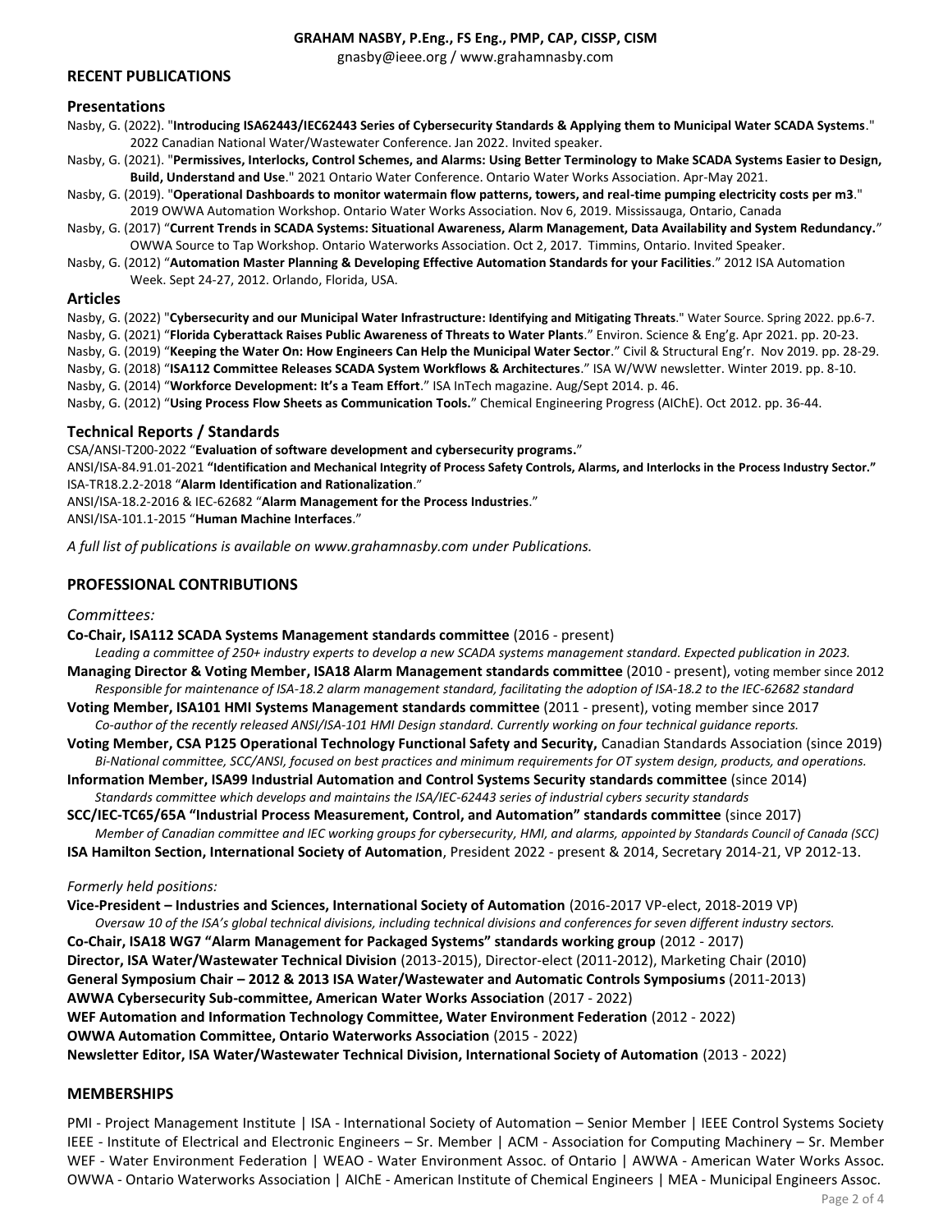**GRAHAM NASBY, P.Eng., FS Eng., PMP, CAP, CISSP, CISM**
gnasby@ieee.org / www.grahamnasby.com

## RECENT PUBLICATIONS

### Presentations

Nasby, G. (2022). "**Introducing ISA62443/IEC62443 Series of Cybersecurity Standards & Applying them to Municipal Water SCADA Systems**." 2022 Canadian National Water/Wastewater Conference. Jan 2022. Invited speaker.

Nasby, G. (2021). "**Permissives, Interlocks, Control Schemes, and Alarms: Using Better Terminology to Make SCADA Systems Easier to Design, Build, Understand and Use**." 2021 Ontario Water Conference. Ontario Water Works Association. Apr-May 2021.

Nasby, G. (2019). "**Operational Dashboards to monitor watermain flow patterns, towers, and real-time pumping electricity costs per m3**." 2019 OWWA Automation Workshop. Ontario Water Works Association. Nov 6, 2019. Mississauga, Ontario, Canada

Nasby, G. (2017) "**Current Trends in SCADA Systems: Situational Awareness, Alarm Management, Data Availability and System Redundancy.**" OWWA Source to Tap Workshop. Ontario Waterworks Association. Oct 2, 2017. Timmins, Ontario. Invited Speaker.

Nasby, G. (2012) "**Automation Master Planning & Developing Effective Automation Standards for your Facilities**." 2012 ISA Automation Week. Sept 24-27, 2012. Orlando, Florida, USA.

### Articles

Nasby, G. (2022) "**Cybersecurity and our Municipal Water Infrastructure: Identifying and Mitigating Threats**." Water Source. Spring 2022. pp.6-7.

Nasby, G. (2021) "**Florida Cyberattack Raises Public Awareness of Threats to Water Plants**." Environ. Science & Eng'g. Apr 2021. pp. 20-23.

Nasby, G. (2019) "**Keeping the Water On: How Engineers Can Help the Municipal Water Sector**." Civil & Structural Eng'r. Nov 2019. pp. 28-29.

Nasby, G. (2018) "**ISA112 Committee Releases SCADA System Workflows & Architectures**." ISA W/WW newsletter. Winter 2019. pp. 8-10.

Nasby, G. (2014) "**Workforce Development: It's a Team Effort**." ISA InTech magazine. Aug/Sept 2014. p. 46.

Nasby, G. (2012) "**Using Process Flow Sheets as Communication Tools.**" Chemical Engineering Progress (AIChE). Oct 2012. pp. 36-44.

### Technical Reports / Standards

CSA/ANSI-T200-2022 "**Evaluation of software development and cybersecurity programs.**"

ANSI/ISA-84.91.01-2021 **"Identification and Mechanical Integrity of Process Safety Controls, Alarms, and Interlocks in the Process Industry Sector."**

ISA-TR18.2.2-2018 "**Alarm Identification and Rationalization**."

ANSI/ISA-18.2-2016 & IEC-62682 "**Alarm Management for the Process Industries**."

ANSI/ISA-101.1-2015 "**Human Machine Interfaces**."

*A full list of publications is available on www.grahamnasby.com under Publications.*

## PROFESSIONAL CONTRIBUTIONS

*Committees:*

**Co-Chair, ISA112 SCADA Systems Management standards committee** (2016 - present)
*Leading a committee of 250+ industry experts to develop a new SCADA systems management standard. Expected publication in 2023.*

**Managing Director & Voting Member, ISA18 Alarm Management standards committee** (2010 - present), voting member since 2012
*Responsible for maintenance of ISA-18.2 alarm management standard, facilitating the adoption of ISA-18.2 to the IEC-62682 standard*

**Voting Member, ISA101 HMI Systems Management standards committee** (2011 - present), voting member since 2017
*Co-author of the recently released ANSI/ISA-101 HMI Design standard. Currently working on four technical guidance reports.*

**Voting Member, CSA P125 Operational Technology Functional Safety and Security,** Canadian Standards Association (since 2019)
*Bi-National committee, SCC/ANSI, focused on best practices and minimum requirements for OT system design, products, and operations.*

**Information Member, ISA99 Industrial Automation and Control Systems Security standards committee** (since 2014)
*Standards committee which develops and maintains the ISA/IEC-62443 series of industrial cybers security standards*

**SCC/IEC-TC65/65A "Industrial Process Measurement, Control, and Automation" standards committee** (since 2017)
*Member of Canadian committee and IEC working groups for cybersecurity, HMI, and alarms, appointed by Standards Council of Canada (SCC)*

**ISA Hamilton Section, International Society of Automation**, President 2022 - present & 2014, Secretary 2014-21, VP 2012-13.

*Formerly held positions:*

**Vice-President – Industries and Sciences, International Society of Automation** (2016-2017 VP-elect, 2018-2019 VP)
*Oversaw 10 of the ISA's global technical divisions, including technical divisions and conferences for seven different industry sectors.*

**Co-Chair, ISA18 WG7 "Alarm Management for Packaged Systems" standards working group** (2012 - 2017)

**Director, ISA Water/Wastewater Technical Division** (2013-2015), Director-elect (2011-2012), Marketing Chair (2010)

**General Symposium Chair – 2012 & 2013 ISA Water/Wastewater and Automatic Controls Symposiums** (2011-2013)

**AWWA Cybersecurity Sub-committee, American Water Works Association** (2017 - 2022)

**WEF Automation and Information Technology Committee, Water Environment Federation** (2012 - 2022)

**OWWA Automation Committee, Ontario Waterworks Association** (2015 - 2022)

**Newsletter Editor, ISA Water/Wastewater Technical Division, International Society of Automation** (2013 - 2022)

## MEMBERSHIPS

PMI - Project Management Institute | ISA - International Society of Automation – Senior Member | IEEE Control Systems Society
IEEE - Institute of Electrical and Electronic Engineers – Sr. Member | ACM - Association for Computing Machinery – Sr. Member
WEF - Water Environment Federation | WEAO - Water Environment Assoc. of Ontario | AWWA - American Water Works Assoc.
OWWA - Ontario Waterworks Association | AIChE - American Institute of Chemical Engineers | MEA - Municipal Engineers Assoc.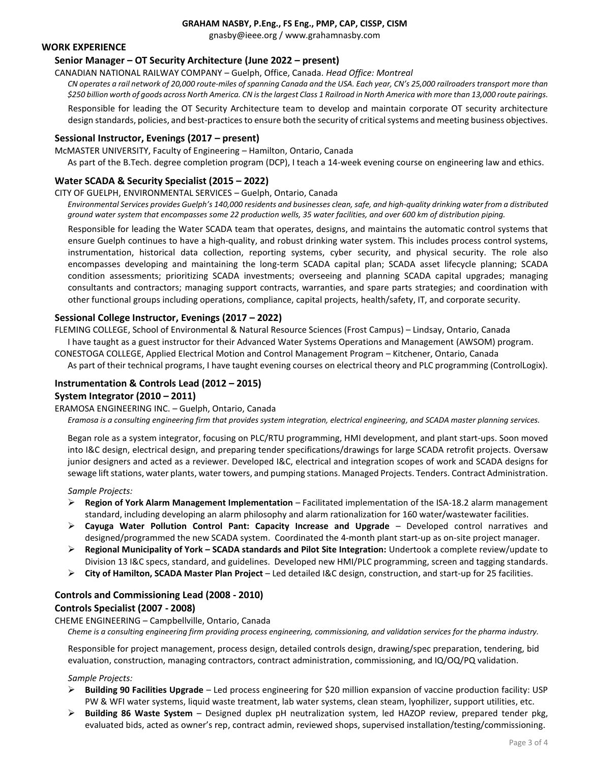**GRAHAM NASBY, P.Eng., FS Eng., PMP, CAP, CISSP, CISM**

gnasby@ieee.org / www.grahamnasby.com

## WORK EXPERIENCE

### Senior Manager – OT Security Architecture (June 2022 – present)

CANADIAN NATIONAL RAILWAY COMPANY – Guelph, Office, Canada. *Head Office: Montreal*

*CN operates a rail network of 20,000 route-miles of spanning Canada and the USA. Each year, CN's 25,000 railroaders transport more than $250 billion worth of goods across North America. CN is the largest Class 1 Railroad in North America with more than 13,000 route pairings.*

Responsible for leading the OT Security Architecture team to develop and maintain corporate OT security architecture design standards, policies, and best-practices to ensure both the security of critical systems and meeting business objectives.

### Sessional Instructor, Evenings (2017 – present)

McMASTER UNIVERSITY, Faculty of Engineering – Hamilton, Ontario, Canada

As part of the B.Tech. degree completion program (DCP), I teach a 14-week evening course on engineering law and ethics.

### Water SCADA & Security Specialist (2015 – 2022)

CITY OF GUELPH, ENVIRONMENTAL SERVICES – Guelph, Ontario, Canada

*Environmental Services provides Guelph's 140,000 residents and businesses clean, safe, and high-quality drinking water from a distributed ground water system that encompasses some 22 production wells, 35 water facilities, and over 600 km of distribution piping.*

Responsible for leading the Water SCADA team that operates, designs, and maintains the automatic control systems that ensure Guelph continues to have a high-quality, and robust drinking water system. This includes process control systems, instrumentation, historical data collection, reporting systems, cyber security, and physical security. The role also encompasses developing and maintaining the long-term SCADA capital plan; SCADA asset lifecycle planning; SCADA condition assessments; prioritizing SCADA investments; overseeing and planning SCADA capital upgrades; managing consultants and contractors; managing support contracts, warranties, and spare parts strategies; and coordination with other functional groups including operations, compliance, capital projects, health/safety, IT, and corporate security.

### Sessional College Instructor, Evenings (2017 – 2022)

FLEMING COLLEGE, School of Environmental & Natural Resource Sciences (Frost Campus) – Lindsay, Ontario, Canada

I have taught as a guest instructor for their Advanced Water Systems Operations and Management (AWSOM) program.

CONESTOGA COLLEGE, Applied Electrical Motion and Control Management Program – Kitchener, Ontario, Canada

As part of their technical programs, I have taught evening courses on electrical theory and PLC programming (ControlLogix).

### Instrumentation & Controls Lead (2012 – 2015)
### System Integrator (2010 – 2011)

ERAMOSA ENGINEERING INC. – Guelph, Ontario, Canada

*Eramosa is a consulting engineering firm that provides system integration, electrical engineering, and SCADA master planning services.*

Began role as a system integrator, focusing on PLC/RTU programming, HMI development, and plant start-ups. Soon moved into I&C design, electrical design, and preparing tender specifications/drawings for large SCADA retrofit projects. Oversaw junior designers and acted as a reviewer. Developed I&C, electrical and integration scopes of work and SCADA designs for sewage lift stations, water plants, water towers, and pumping stations. Managed Projects. Tenders. Contract Administration.

*Sample Projects:*

- **Region of York Alarm Management Implementation** – Facilitated implementation of the ISA-18.2 alarm management standard, including developing an alarm philosophy and alarm rationalization for 160 water/wastewater facilities.
- **Cayuga Water Pollution Control Pant: Capacity Increase and Upgrade** – Developed control narratives and designed/programmed the new SCADA system. Coordinated the 4-month plant start-up as on-site project manager.
- **Regional Municipality of York – SCADA standards and Pilot Site Integration:** Undertook a complete review/update to Division 13 I&C specs, standard, and guidelines. Developed new HMI/PLC programming, screen and tagging standards.
- **City of Hamilton, SCADA Master Plan Project** – Led detailed I&C design, construction, and start-up for 25 facilities.

### Controls and Commissioning Lead (2008 - 2010)
### Controls Specialist (2007 - 2008)

CHEME ENGINEERING – Campbellville, Ontario, Canada

*Cheme is a consulting engineering firm providing process engineering, commissioning, and validation services for the pharma industry.*

Responsible for project management, process design, detailed controls design, drawing/spec preparation, tendering, bid evaluation, construction, managing contractors, contract administration, commissioning, and IQ/OQ/PQ validation.

*Sample Projects:*

- **Building 90 Facilities Upgrade** – Led process engineering for $20 million expansion of vaccine production facility: USP PW & WFI water systems, liquid waste treatment, lab water systems, clean steam, lyophilizer, support utilities, etc.
- **Building 86 Waste System** – Designed duplex pH neutralization system, led HAZOP review, prepared tender pkg, evaluated bids, acted as owner's rep, contract admin, reviewed shops, supervised installation/testing/commissioning.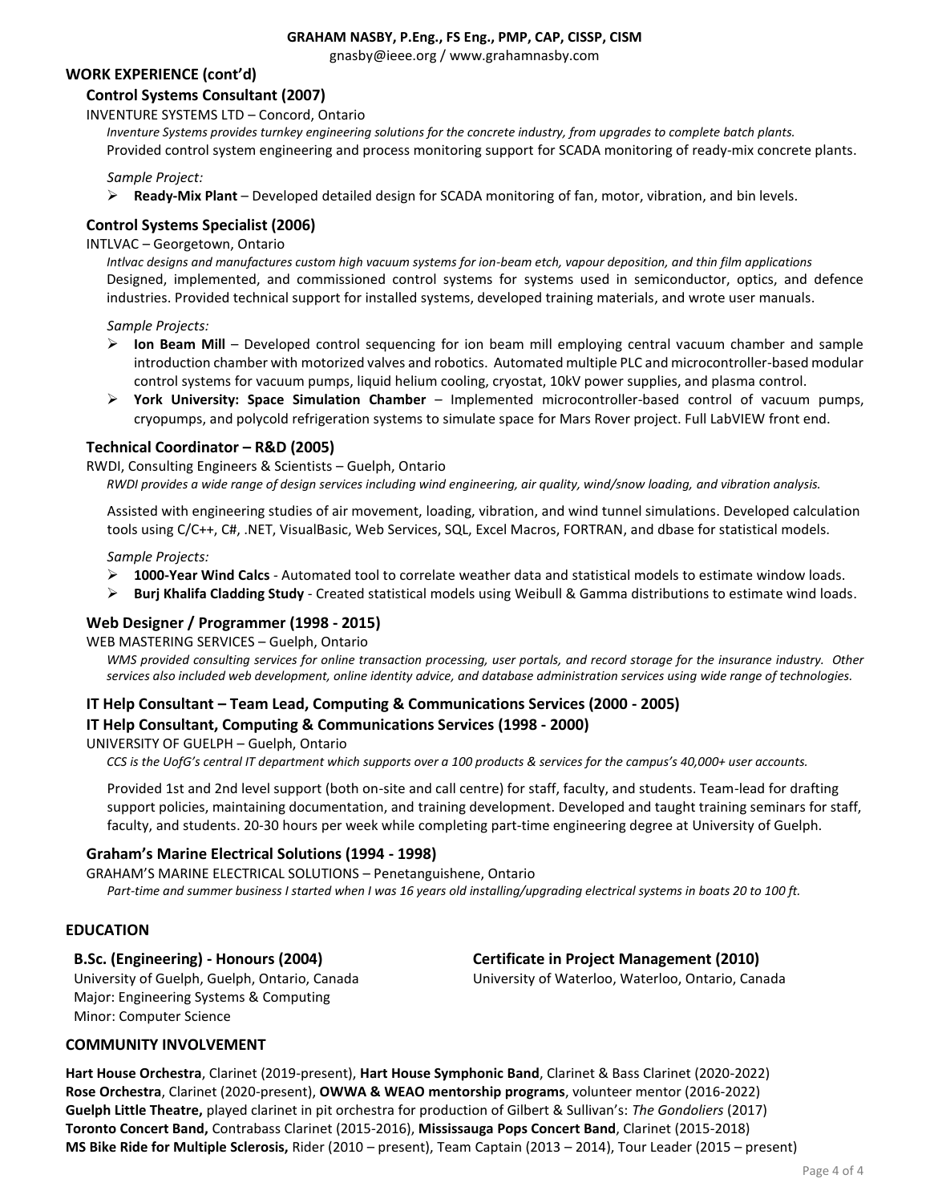**GRAHAM NASBY, P.Eng., FS Eng., PMP, CAP, CISSP, CISM**
gnasby@ieee.org / www.grahamnasby.com

## WORK EXPERIENCE (cont'd)

### Control Systems Consultant (2007)

INVENTURE SYSTEMS LTD – Concord, Ontario

*Inventure Systems provides turnkey engineering solutions for the concrete industry, from upgrades to complete batch plants.*
Provided control system engineering and process monitoring support for SCADA monitoring of ready-mix concrete plants.

*Sample Project:*

- **Ready-Mix Plant** – Developed detailed design for SCADA monitoring of fan, motor, vibration, and bin levels.

### Control Systems Specialist (2006)

INTLVAC – Georgetown, Ontario

*Intlvac designs and manufactures custom high vacuum systems for ion-beam etch, vapour deposition, and thin film applications*
Designed, implemented, and commissioned control systems for systems used in semiconductor, optics, and defence industries. Provided technical support for installed systems, developed training materials, and wrote user manuals.

*Sample Projects:*

- **Ion Beam Mill** – Developed control sequencing for ion beam mill employing central vacuum chamber and sample introduction chamber with motorized valves and robotics. Automated multiple PLC and microcontroller-based modular control systems for vacuum pumps, liquid helium cooling, cryostat, 10kV power supplies, and plasma control.
- **York University: Space Simulation Chamber** – Implemented microcontroller-based control of vacuum pumps, cryopumps, and polycold refrigeration systems to simulate space for Mars Rover project. Full LabVIEW front end.

### Technical Coordinator – R&D (2005)

RWDI, Consulting Engineers & Scientists – Guelph, Ontario

*RWDI provides a wide range of design services including wind engineering, air quality, wind/snow loading, and vibration analysis.*

Assisted with engineering studies of air movement, loading, vibration, and wind tunnel simulations. Developed calculation tools using C/C++, C#, .NET, VisualBasic, Web Services, SQL, Excel Macros, FORTRAN, and dbase for statistical models.

*Sample Projects:*

- **1000-Year Wind Calcs** - Automated tool to correlate weather data and statistical models to estimate window loads.
- **Burj Khalifa Cladding Study** - Created statistical models using Weibull & Gamma distributions to estimate wind loads.

### Web Designer / Programmer (1998 - 2015)

WEB MASTERING SERVICES – Guelph, Ontario

*WMS provided consulting services for online transaction processing, user portals, and record storage for the insurance industry. Other services also included web development, online identity advice, and database administration services using wide range of technologies.*

### IT Help Consultant – Team Lead, Computing & Communications Services (2000 - 2005)

### IT Help Consultant, Computing & Communications Services (1998 - 2000)

UNIVERSITY OF GUELPH – Guelph, Ontario

*CCS is the UofG's central IT department which supports over a 100 products & services for the campus's 40,000+ user accounts.*

Provided 1st and 2nd level support (both on-site and call centre) for staff, faculty, and students. Team-lead for drafting support policies, maintaining documentation, and training development. Developed and taught training seminars for staff, faculty, and students. 20-30 hours per week while completing part-time engineering degree at University of Guelph.

### Graham's Marine Electrical Solutions (1994 - 1998)

GRAHAM'S MARINE ELECTRICAL SOLUTIONS – Penetanguishene, Ontario

*Part-time and summer business I started when I was 16 years old installing/upgrading electrical systems in boats 20 to 100 ft.*

## EDUCATION

**B.Sc. (Engineering) - Honours (2004)**
University of Guelph, Guelph, Ontario, Canada
Major: Engineering Systems & Computing
Minor: Computer Science

**Certificate in Project Management (2010)**
University of Waterloo, Waterloo, Ontario, Canada

## COMMUNITY INVOLVEMENT

**Hart House Orchestra**, Clarinet (2019-present), **Hart House Symphonic Band**, Clarinet & Bass Clarinet (2020-2022)
**Rose Orchestra**, Clarinet (2020-present), **OWWA & WEAO mentorship programs**, volunteer mentor (2016-2022)
**Guelph Little Theatre,** played clarinet in pit orchestra for production of Gilbert & Sullivan's: *The Gondoliers* (2017)
**Toronto Concert Band,** Contrabass Clarinet (2015-2016), **Mississauga Pops Concert Band**, Clarinet (2015-2018)
**MS Bike Ride for Multiple Sclerosis,** Rider (2010 – present), Team Captain (2013 – 2014), Tour Leader (2015 – present)